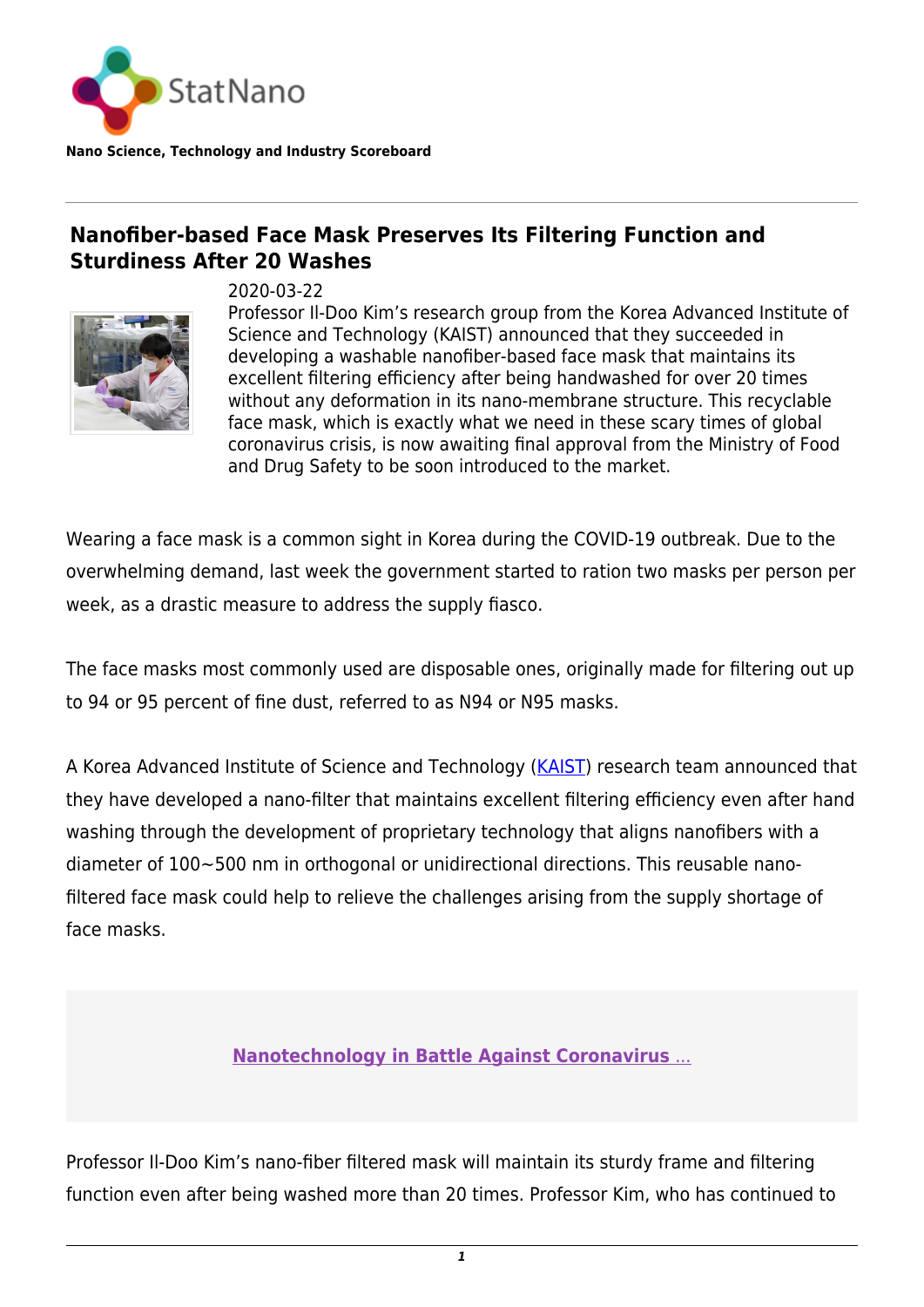StatNano

**Nano Science, Technology and Industry Scoreboard**

## Nanofiber-based Face Mask Preserves Its Filtering Function and Sturdiness After 20 Washes

2020-03-22

Professor Il-Doo Kim's research group from the Korea Advanced Institute of Science and Technology (KAIST) announced that they succeeded in developing a washable nanofiber-based face mask that maintains its excellent filtering efficiency after being handwashed for over 20 times without any deformation in its nano-membrane structure. This recyclable face mask, which is exactly what we need in these scary times of global coronavirus crisis, is now awaiting final approval from the Ministry of Food and Drug Safety to be soon introduced to the market.

Wearing a face mask is a common sight in Korea during the COVID-19 outbreak. Due to the overwhelming demand, last week the government started to ration two masks per person per week, as a drastic measure to address the supply fiasco.

The face masks most commonly used are disposable ones, originally made for filtering out up to 94 or 95 percent of fine dust, referred to as N94 or N95 masks.

A Korea Advanced Institute of Science and Technology (KAIST) research team announced that they have developed a nano-filter that maintains excellent filtering efficiency even after hand washing through the development of proprietary technology that aligns nanofibers with a diameter of 100~500 nm in orthogonal or unidirectional directions. This reusable nano-filtered face mask could help to relieve the challenges arising from the supply shortage of face masks.

**Nanotechnology in Battle Against Coronavirus ...**

Professor Il-Doo Kim's nano-fiber filtered mask will maintain its sturdy frame and filtering function even after being washed more than 20 times. Professor Kim, who has continued to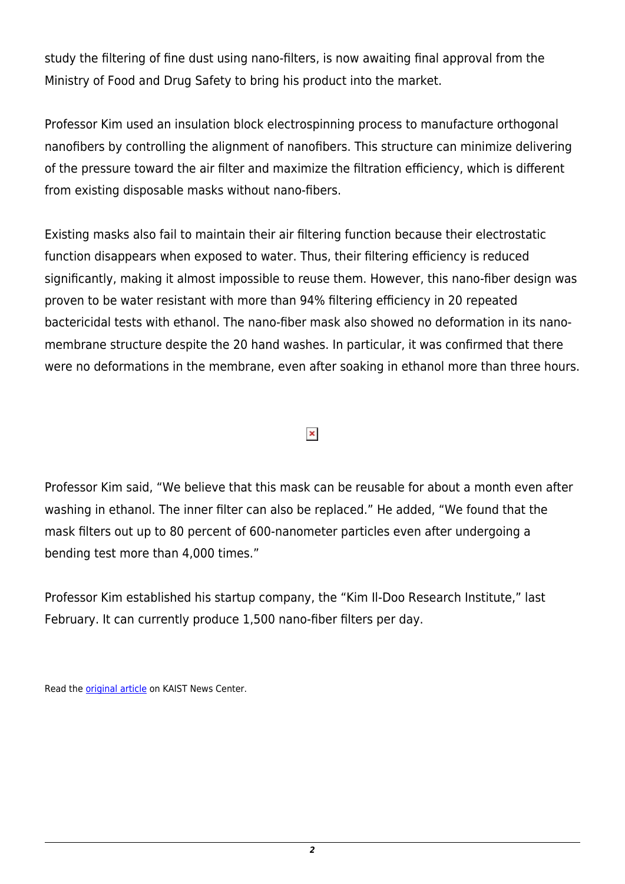study the filtering of fine dust using nano-filters, is now awaiting final approval from the Ministry of Food and Drug Safety to bring his product into the market.

Professor Kim used an insulation block electrospinning process to manufacture orthogonal nanofibers by controlling the alignment of nanofibers. This structure can minimize delivering of the pressure toward the air filter and maximize the filtration efficiency, which is different from existing disposable masks without nano-fibers.

Existing masks also fail to maintain their air filtering function because their electrostatic function disappears when exposed to water. Thus, their filtering efficiency is reduced significantly, making it almost impossible to reuse them. However, this nano-fiber design was proven to be water resistant with more than 94% filtering efficiency in 20 repeated bactericidal tests with ethanol. The nano-fiber mask also showed no deformation in its nano-membrane structure despite the 20 hand washes. In particular, it was confirmed that there were no deformations in the membrane, even after soaking in ethanol more than three hours.

Professor Kim said, “We believe that this mask can be reusable for about a month even after washing in ethanol. The inner filter can also be replaced.” He added, “We found that the mask filters out up to 80 percent of 600-nanometer particles even after undergoing a bending test more than 4,000 times.”

Professor Kim established his startup company, the “Kim Il-Doo Research Institute,” last February. It can currently produce 1,500 nano-fiber filters per day.

Read the original article on KAIST News Center.